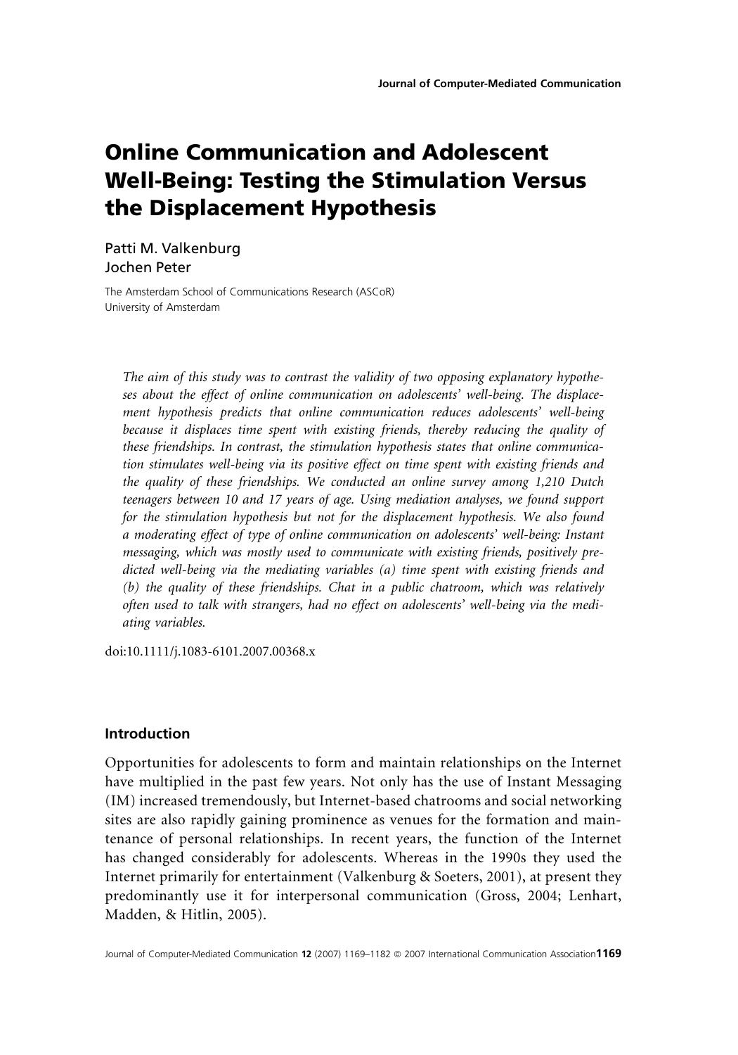# Online Communication and Adolescent Well-Being: Testing the Stimulation Versus the Displacement Hypothesis

Patti M. Valkenburg
Jochen Peter

The Amsterdam School of Communications Research (ASCoR)
University of Amsterdam

*The aim of this study was to contrast the validity of two opposing explanatory hypotheses about the effect of online communication on adolescents' well-being. The displacement hypothesis predicts that online communication reduces adolescents' well-being because it displaces time spent with existing friends, thereby reducing the quality of these friendships. In contrast, the stimulation hypothesis states that online communication stimulates well-being via its positive effect on time spent with existing friends and the quality of these friendships. We conducted an online survey among 1,210 Dutch teenagers between 10 and 17 years of age. Using mediation analyses, we found support for the stimulation hypothesis but not for the displacement hypothesis. We also found a moderating effect of type of online communication on adolescents' well-being: Instant messaging, which was mostly used to communicate with existing friends, positively predicted well-being via the mediating variables (a) time spent with existing friends and (b) the quality of these friendships. Chat in a public chatroom, which was relatively often used to talk with strangers, had no effect on adolescents' well-being via the mediating variables.*

doi:10.1111/j.1083-6101.2007.00368.x

## Introduction

Opportunities for adolescents to form and maintain relationships on the Internet have multiplied in the past few years. Not only has the use of Instant Messaging (IM) increased tremendously, but Internet-based chatrooms and social networking sites are also rapidly gaining prominence as venues for the formation and maintenance of personal relationships. In recent years, the function of the Internet has changed considerably for adolescents. Whereas in the 1990s they used the Internet primarily for entertainment (Valkenburg & Soeters, 2001), at present they predominantly use it for interpersonal communication (Gross, 2004; Lenhart, Madden, & Hitlin, 2005).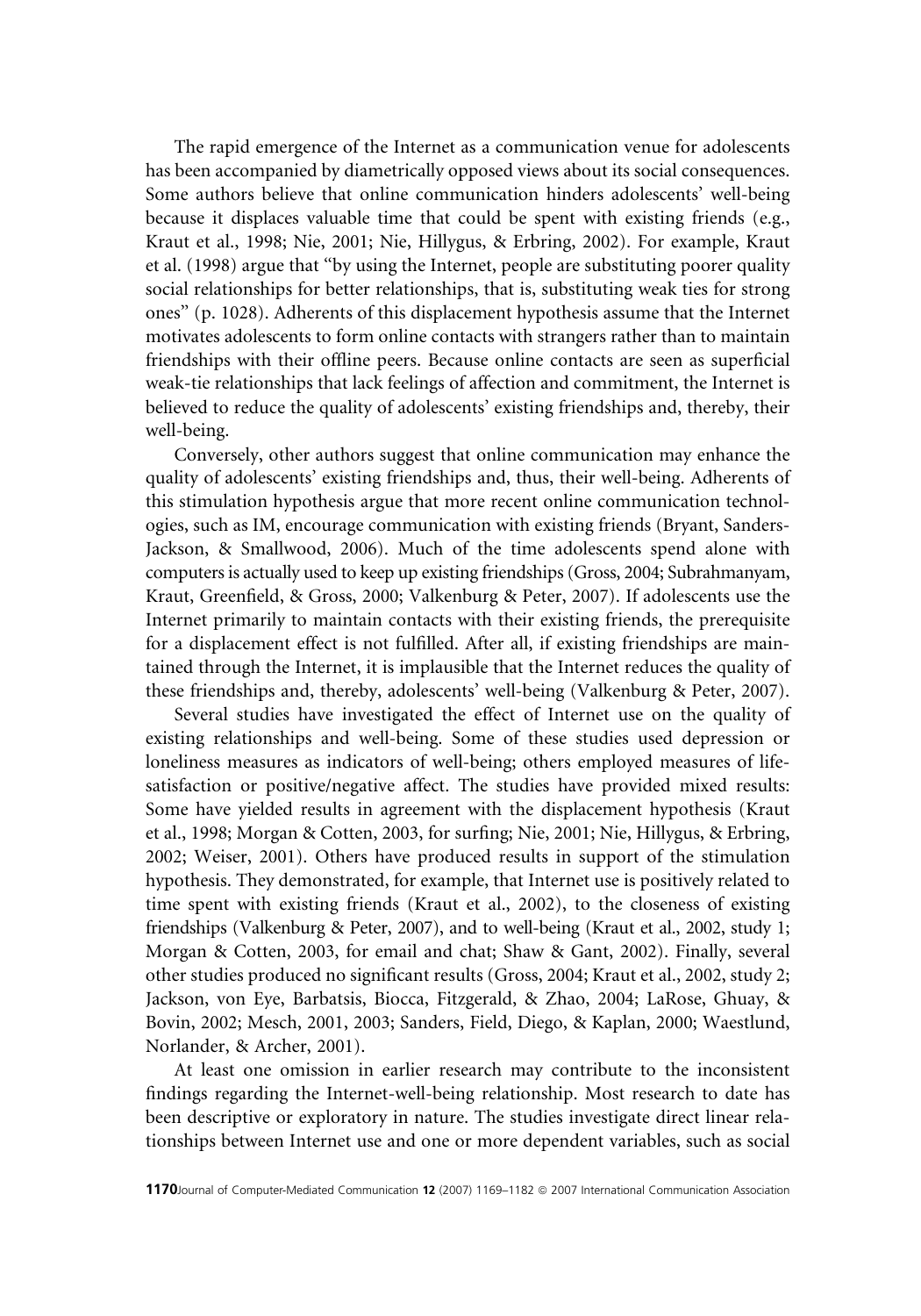The rapid emergence of the Internet as a communication venue for adolescents has been accompanied by diametrically opposed views about its social consequences. Some authors believe that online communication hinders adolescents' well-being because it displaces valuable time that could be spent with existing friends (e.g., Kraut et al., 1998; Nie, 2001; Nie, Hillygus, & Erbring, 2002). For example, Kraut et al. (1998) argue that "by using the Internet, people are substituting poorer quality social relationships for better relationships, that is, substituting weak ties for strong ones" (p. 1028). Adherents of this displacement hypothesis assume that the Internet motivates adolescents to form online contacts with strangers rather than to maintain friendships with their offline peers. Because online contacts are seen as superficial weak-tie relationships that lack feelings of affection and commitment, the Internet is believed to reduce the quality of adolescents' existing friendships and, thereby, their well-being.

Conversely, other authors suggest that online communication may enhance the quality of adolescents' existing friendships and, thus, their well-being. Adherents of this stimulation hypothesis argue that more recent online communication technologies, such as IM, encourage communication with existing friends (Bryant, Sanders-Jackson, & Smallwood, 2006). Much of the time adolescents spend alone with computers is actually used to keep up existing friendships (Gross, 2004; Subrahmanyam, Kraut, Greenfield, & Gross, 2000; Valkenburg & Peter, 2007). If adolescents use the Internet primarily to maintain contacts with their existing friends, the prerequisite for a displacement effect is not fulfilled. After all, if existing friendships are maintained through the Internet, it is implausible that the Internet reduces the quality of these friendships and, thereby, adolescents' well-being (Valkenburg & Peter, 2007).

Several studies have investigated the effect of Internet use on the quality of existing relationships and well-being. Some of these studies used depression or loneliness measures as indicators of well-being; others employed measures of life-satisfaction or positive/negative affect. The studies have provided mixed results: Some have yielded results in agreement with the displacement hypothesis (Kraut et al., 1998; Morgan & Cotten, 2003, for surfing; Nie, 2001; Nie, Hillygus, & Erbring, 2002; Weiser, 2001). Others have produced results in support of the stimulation hypothesis. They demonstrated, for example, that Internet use is positively related to time spent with existing friends (Kraut et al., 2002), to the closeness of existing friendships (Valkenburg & Peter, 2007), and to well-being (Kraut et al., 2002, study 1; Morgan & Cotten, 2003, for email and chat; Shaw & Gant, 2002). Finally, several other studies produced no significant results (Gross, 2004; Kraut et al., 2002, study 2; Jackson, von Eye, Barbatsis, Biocca, Fitzgerald, & Zhao, 2004; LaRose, Ghuay, & Bovin, 2002; Mesch, 2001, 2003; Sanders, Field, Diego, & Kaplan, 2000; Waestlund, Norlander, & Archer, 2001).

At least one omission in earlier research may contribute to the inconsistent findings regarding the Internet-well-being relationship. Most research to date has been descriptive or exploratory in nature. The studies investigate direct linear relationships between Internet use and one or more dependent variables, such as social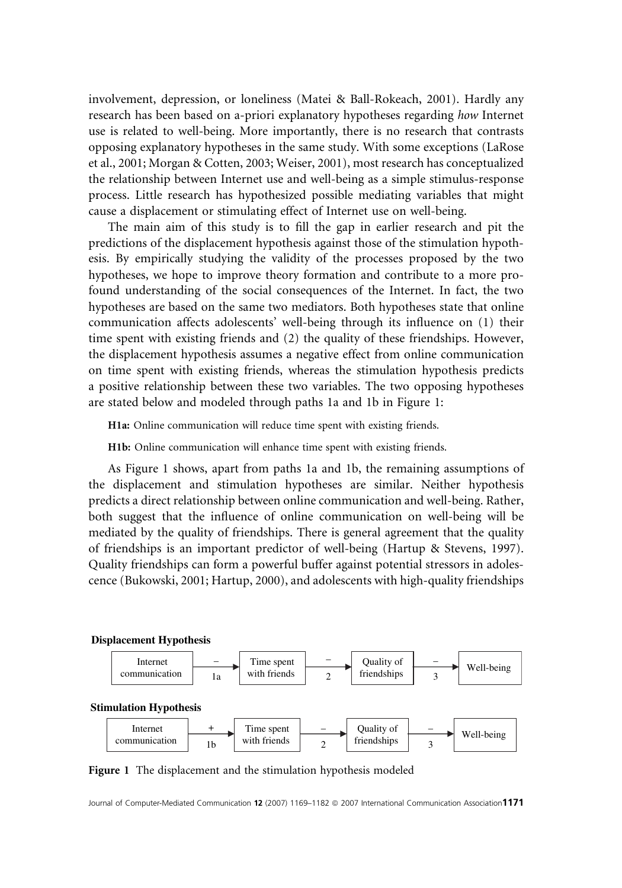involvement, depression, or loneliness (Matei & Ball-Rokeach, 2001). Hardly any research has been based on a-priori explanatory hypotheses regarding *how* Internet use is related to well-being. More importantly, there is no research that contrasts opposing explanatory hypotheses in the same study. With some exceptions (LaRose et al., 2001; Morgan & Cotten, 2003; Weiser, 2001), most research has conceptualized the relationship between Internet use and well-being as a simple stimulus-response process. Little research has hypothesized possible mediating variables that might cause a displacement or stimulating effect of Internet use on well-being.

The main aim of this study is to fill the gap in earlier research and pit the predictions of the displacement hypothesis against those of the stimulation hypothesis. By empirically studying the validity of the processes proposed by the two hypotheses, we hope to improve theory formation and contribute to a more profound understanding of the social consequences of the Internet. In fact, the two hypotheses are based on the same two mediators. Both hypotheses state that online communication affects adolescents' well-being through its influence on (1) their time spent with existing friends and (2) the quality of these friendships. However, the displacement hypothesis assumes a negative effect from online communication on time spent with existing friends, whereas the stimulation hypothesis predicts a positive relationship between these two variables. The two opposing hypotheses are stated below and modeled through paths 1a and 1b in Figure 1:

**H1a:** Online communication will reduce time spent with existing friends.

**H1b:** Online communication will enhance time spent with existing friends.

As Figure 1 shows, apart from paths 1a and 1b, the remaining assumptions of the displacement and stimulation hypotheses are similar. Neither hypothesis predicts a direct relationship between online communication and well-being. Rather, both suggest that the influence of online communication on well-being will be mediated by the quality of friendships. There is general agreement that the quality of friendships is an important predictor of well-being (Hartup & Stevens, 1997). Quality friendships can form a powerful buffer against potential stressors in adolescence (Bukowski, 2001; Hartup, 2000), and adolescents with high-quality friendships

**Displacement Hypothesis**

Internet communication —(−, 1a)→ Time spent with friends —(−, 2)→ Quality of friendships —(−, 3)→ Well-being

**Stimulation Hypothesis**

Internet communication —(+, 1b)→ Time spent with friends —(−, 2)→ Quality of friendships —(−, 3)→ Well-being

**Figure 1** The displacement and the stimulation hypothesis modeled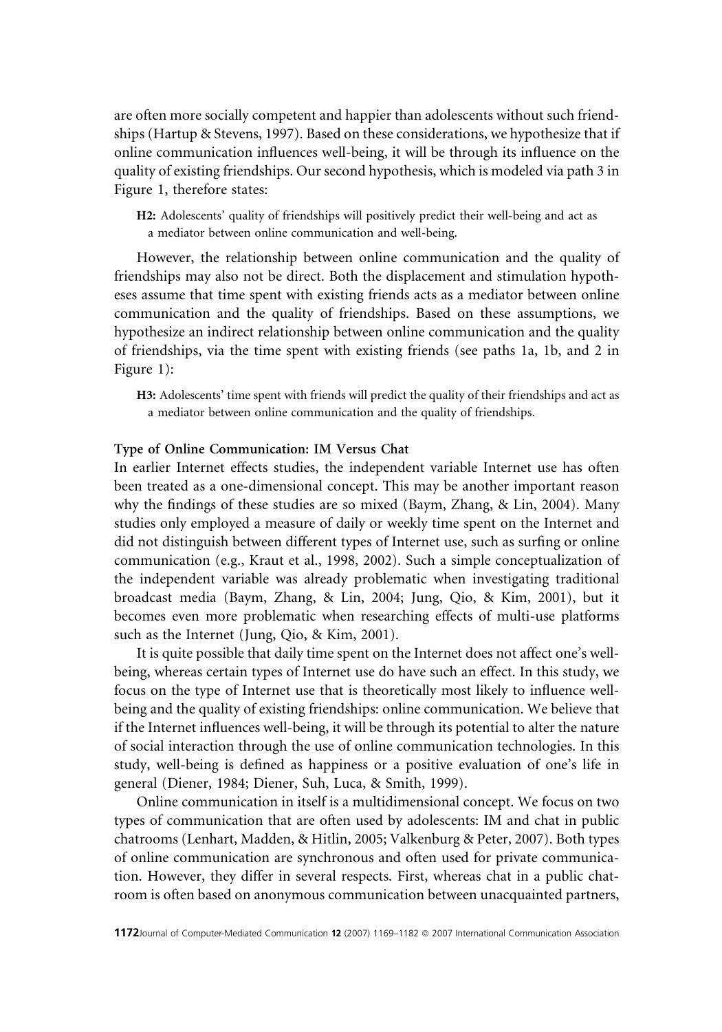are often more socially competent and happier than adolescents without such friendships (Hartup & Stevens, 1997). Based on these considerations, we hypothesize that if online communication influences well-being, it will be through its influence on the quality of existing friendships. Our second hypothesis, which is modeled via path 3 in Figure 1, therefore states:

> **H2:** Adolescents' quality of friendships will positively predict their well-being and act as a mediator between online communication and well-being.

However, the relationship between online communication and the quality of friendships may also not be direct. Both the displacement and stimulation hypotheses assume that time spent with existing friends acts as a mediator between online communication and the quality of friendships. Based on these assumptions, we hypothesize an indirect relationship between online communication and the quality of friendships, via the time spent with existing friends (see paths 1a, 1b, and 2 in Figure 1):

> **H3:** Adolescents' time spent with friends will predict the quality of their friendships and act as a mediator between online communication and the quality of friendships.

### Type of Online Communication: IM Versus Chat

In earlier Internet effects studies, the independent variable Internet use has often been treated as a one-dimensional concept. This may be another important reason why the findings of these studies are so mixed (Baym, Zhang, & Lin, 2004). Many studies only employed a measure of daily or weekly time spent on the Internet and did not distinguish between different types of Internet use, such as surfing or online communication (e.g., Kraut et al., 1998, 2002). Such a simple conceptualization of the independent variable was already problematic when investigating traditional broadcast media (Baym, Zhang, & Lin, 2004; Jung, Qio, & Kim, 2001), but it becomes even more problematic when researching effects of multi-use platforms such as the Internet (Jung, Qio, & Kim, 2001).

It is quite possible that daily time spent on the Internet does not affect one's well-being, whereas certain types of Internet use do have such an effect. In this study, we focus on the type of Internet use that is theoretically most likely to influence well-being and the quality of existing friendships: online communication. We believe that if the Internet influences well-being, it will be through its potential to alter the nature of social interaction through the use of online communication technologies. In this study, well-being is defined as happiness or a positive evaluation of one's life in general (Diener, 1984; Diener, Suh, Luca, & Smith, 1999).

Online communication in itself is a multidimensional concept. We focus on two types of communication that are often used by adolescents: IM and chat in public chatrooms (Lenhart, Madden, & Hitlin, 2005; Valkenburg & Peter, 2007). Both types of online communication are synchronous and often used for private communication. However, they differ in several respects. First, whereas chat in a public chatroom is often based on anonymous communication between unacquainted partners,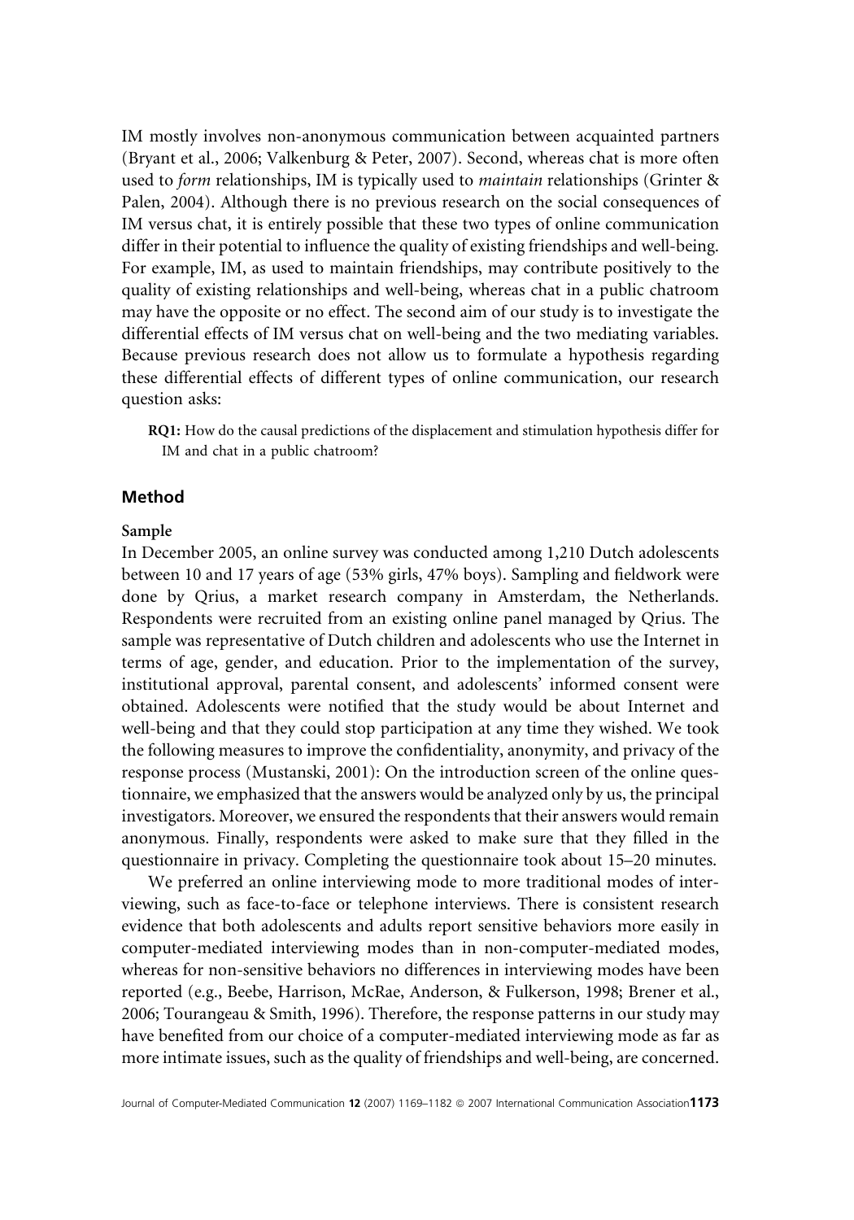IM mostly involves non-anonymous communication between acquainted partners (Bryant et al., 2006; Valkenburg & Peter, 2007). Second, whereas chat is more often used to *form* relationships, IM is typically used to *maintain* relationships (Grinter & Palen, 2004). Although there is no previous research on the social consequences of IM versus chat, it is entirely possible that these two types of online communication differ in their potential to influence the quality of existing friendships and well-being. For example, IM, as used to maintain friendships, may contribute positively to the quality of existing relationships and well-being, whereas chat in a public chatroom may have the opposite or no effect. The second aim of our study is to investigate the differential effects of IM versus chat on well-being and the two mediating variables. Because previous research does not allow us to formulate a hypothesis regarding these differential effects of different types of online communication, our research question asks:

> **RQ1:** How do the causal predictions of the displacement and stimulation hypothesis differ for IM and chat in a public chatroom?

## Method

### Sample

In December 2005, an online survey was conducted among 1,210 Dutch adolescents between 10 and 17 years of age (53% girls, 47% boys). Sampling and fieldwork were done by Qrius, a market research company in Amsterdam, the Netherlands. Respondents were recruited from an existing online panel managed by Qrius. The sample was representative of Dutch children and adolescents who use the Internet in terms of age, gender, and education. Prior to the implementation of the survey, institutional approval, parental consent, and adolescents' informed consent were obtained. Adolescents were notified that the study would be about Internet and well-being and that they could stop participation at any time they wished. We took the following measures to improve the confidentiality, anonymity, and privacy of the response process (Mustanski, 2001): On the introduction screen of the online questionnaire, we emphasized that the answers would be analyzed only by us, the principal investigators. Moreover, we ensured the respondents that their answers would remain anonymous. Finally, respondents were asked to make sure that they filled in the questionnaire in privacy. Completing the questionnaire took about 15–20 minutes.

We preferred an online interviewing mode to more traditional modes of interviewing, such as face-to-face or telephone interviews. There is consistent research evidence that both adolescents and adults report sensitive behaviors more easily in computer-mediated interviewing modes than in non-computer-mediated modes, whereas for non-sensitive behaviors no differences in interviewing modes have been reported (e.g., Beebe, Harrison, McRae, Anderson, & Fulkerson, 1998; Brener et al., 2006; Tourangeau & Smith, 1996). Therefore, the response patterns in our study may have benefited from our choice of a computer-mediated interviewing mode as far as more intimate issues, such as the quality of friendships and well-being, are concerned.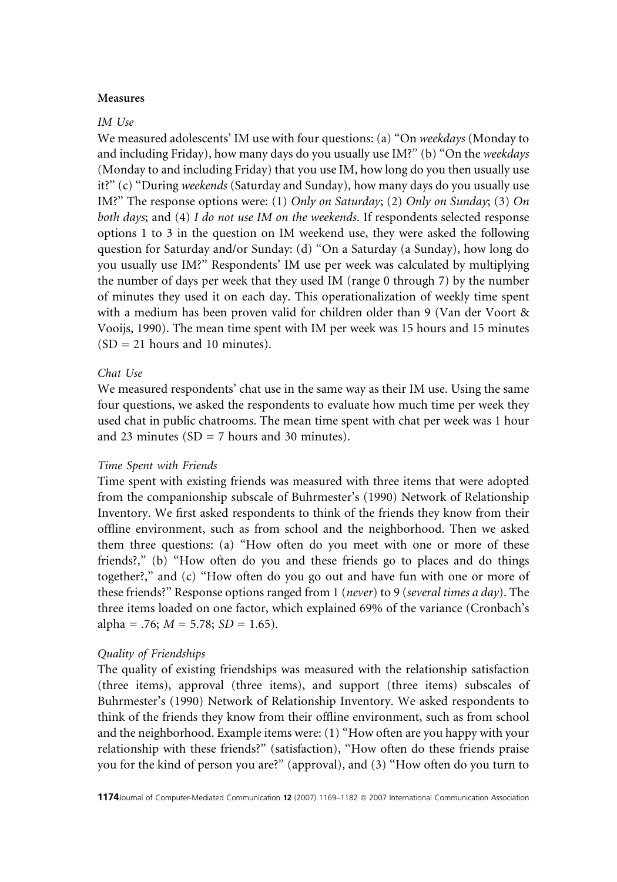**Measures**

*IM Use*

We measured adolescents' IM use with four questions: (a) "On *weekdays* (Monday to and including Friday), how many days do you usually use IM?" (b) "On the *weekdays* (Monday to and including Friday) that you use IM, how long do you then usually use it?" (c) "During *weekends* (Saturday and Sunday), how many days do you usually use IM?" The response options were: (1) *Only on Saturday*; (2) *Only on Sunday*; (3) *On both days*; and (4) *I do not use IM on the weekends*. If respondents selected response options 1 to 3 in the question on IM weekend use, they were asked the following question for Saturday and/or Sunday: (d) "On a Saturday (a Sunday), how long do you usually use IM?" Respondents' IM use per week was calculated by multiplying the number of days per week that they used IM (range 0 through 7) by the number of minutes they used it on each day. This operationalization of weekly time spent with a medium has been proven valid for children older than 9 (Van der Voort & Vooijs, 1990). The mean time spent with IM per week was 15 hours and 15 minutes (SD = 21 hours and 10 minutes).

*Chat Use*

We measured respondents' chat use in the same way as their IM use. Using the same four questions, we asked the respondents to evaluate how much time per week they used chat in public chatrooms. The mean time spent with chat per week was 1 hour and 23 minutes (SD = 7 hours and 30 minutes).

*Time Spent with Friends*

Time spent with existing friends was measured with three items that were adopted from the companionship subscale of Buhrmester's (1990) Network of Relationship Inventory. We first asked respondents to think of the friends they know from their offline environment, such as from school and the neighborhood. Then we asked them three questions: (a) "How often do you meet with one or more of these friends?," (b) "How often do you and these friends go to places and do things together?," and (c) "How often do you go out and have fun with one or more of these friends?" Response options ranged from 1 (*never*) to 9 (*several times a day*). The three items loaded on one factor, which explained 69% of the variance (Cronbach's alpha = .76; $M = 5.78$; $SD = 1.65$).

*Quality of Friendships*

The quality of existing friendships was measured with the relationship satisfaction (three items), approval (three items), and support (three items) subscales of Buhrmester's (1990) Network of Relationship Inventory. We asked respondents to think of the friends they know from their offline environment, such as from school and the neighborhood. Example items were: (1) "How often are you happy with your relationship with these friends?" (satisfaction), "How often do these friends praise you for the kind of person you are?" (approval), and (3) "How often do you turn to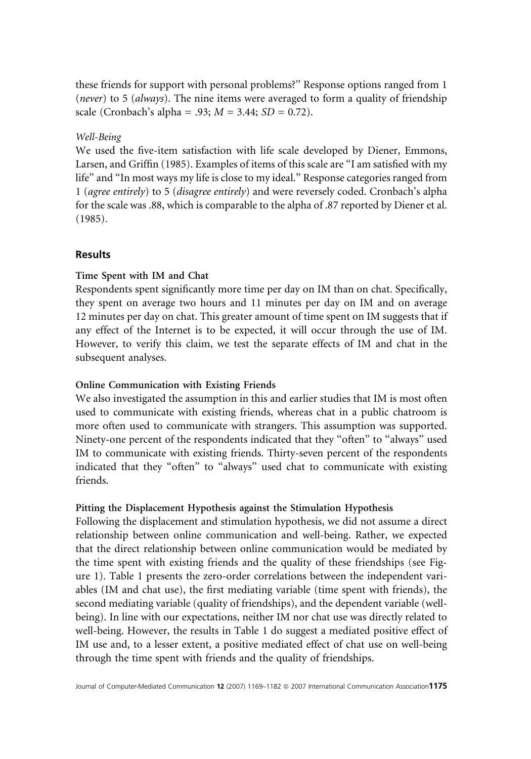these friends for support with personal problems?" Response options ranged from 1 (*never*) to 5 (*always*). The nine items were averaged to form a quality of friendship scale (Cronbach's alpha = .93; $M = 3.44$; $SD = 0.72$).

#### *Well-Being*

We used the five-item satisfaction with life scale developed by Diener, Emmons, Larsen, and Griffin (1985). Examples of items of this scale are "I am satisfied with my life" and "In most ways my life is close to my ideal." Response categories ranged from 1 (*agree entirely*) to 5 (*disagree entirely*) and were reversely coded. Cronbach's alpha for the scale was .88, which is comparable to the alpha of .87 reported by Diener et al. (1985).

## Results

### Time Spent with IM and Chat

Respondents spent significantly more time per day on IM than on chat. Specifically, they spent on average two hours and 11 minutes per day on IM and on average 12 minutes per day on chat. This greater amount of time spent on IM suggests that if any effect of the Internet is to be expected, it will occur through the use of IM. However, to verify this claim, we test the separate effects of IM and chat in the subsequent analyses.

### Online Communication with Existing Friends

We also investigated the assumption in this and earlier studies that IM is most often used to communicate with existing friends, whereas chat in a public chatroom is more often used to communicate with strangers. This assumption was supported. Ninety-one percent of the respondents indicated that they "often" to "always" used IM to communicate with existing friends. Thirty-seven percent of the respondents indicated that they "often" to "always" used chat to communicate with existing friends.

### Pitting the Displacement Hypothesis against the Stimulation Hypothesis

Following the displacement and stimulation hypothesis, we did not assume a direct relationship between online communication and well-being. Rather, we expected that the direct relationship between online communication would be mediated by the time spent with existing friends and the quality of these friendships (see Figure 1). Table 1 presents the zero-order correlations between the independent variables (IM and chat use), the first mediating variable (time spent with friends), the second mediating variable (quality of friendships), and the dependent variable (well-being). In line with our expectations, neither IM nor chat use was directly related to well-being. However, the results in Table 1 do suggest a mediated positive effect of IM use and, to a lesser extent, a positive mediated effect of chat use on well-being through the time spent with friends and the quality of friendships.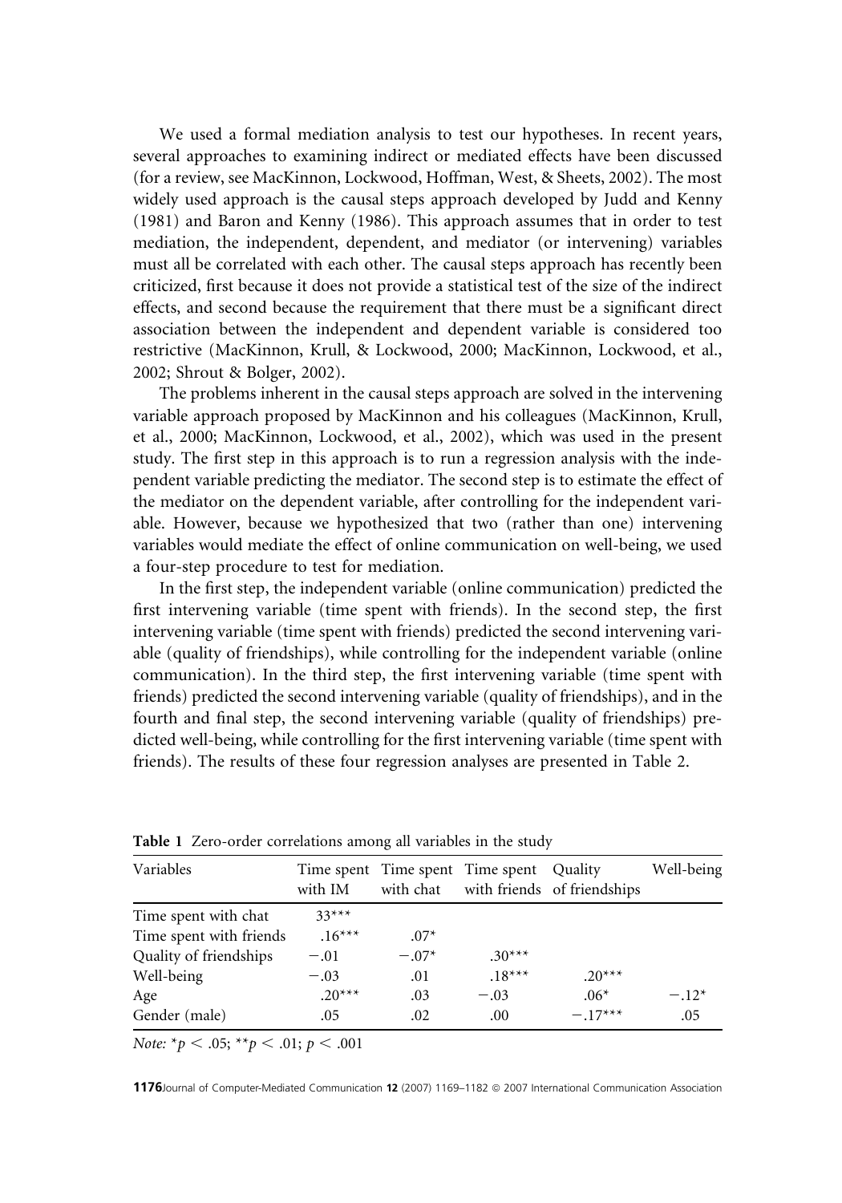We used a formal mediation analysis to test our hypotheses. In recent years, several approaches to examining indirect or mediated effects have been discussed (for a review, see MacKinnon, Lockwood, Hoffman, West, & Sheets, 2002). The most widely used approach is the causal steps approach developed by Judd and Kenny (1981) and Baron and Kenny (1986). This approach assumes that in order to test mediation, the independent, dependent, and mediator (or intervening) variables must all be correlated with each other. The causal steps approach has recently been criticized, first because it does not provide a statistical test of the size of the indirect effects, and second because the requirement that there must be a significant direct association between the independent and dependent variable is considered too restrictive (MacKinnon, Krull, & Lockwood, 2000; MacKinnon, Lockwood, et al., 2002; Shrout & Bolger, 2002).

The problems inherent in the causal steps approach are solved in the intervening variable approach proposed by MacKinnon and his colleagues (MacKinnon, Krull, et al., 2000; MacKinnon, Lockwood, et al., 2002), which was used in the present study. The first step in this approach is to run a regression analysis with the independent variable predicting the mediator. The second step is to estimate the effect of the mediator on the dependent variable, after controlling for the independent variable. However, because we hypothesized that two (rather than one) intervening variables would mediate the effect of online communication on well-being, we used a four-step procedure to test for mediation.

In the first step, the independent variable (online communication) predicted the first intervening variable (time spent with friends). In the second step, the first intervening variable (time spent with friends) predicted the second intervening variable (quality of friendships), while controlling for the independent variable (online communication). In the third step, the first intervening variable (time spent with friends) predicted the second intervening variable (quality of friendships), and in the fourth and final step, the second intervening variable (quality of friendships) predicted well-being, while controlling for the first intervening variable (time spent with friends). The results of these four regression analyses are presented in Table 2.

**Table 1** Zero-order correlations among all variables in the study

| Variables | Time spent with IM | Time spent with chat | Time spent with friends | Quality of friendships | Well-being |
|---|---|---|---|---|---|
| Time spent with chat | 33*** | | | | |
| Time spent with friends | .16*** | .07* | | | |
| Quality of friendships | −.01 | −.07* | .30*** | | |
| Well-being | −.03 | .01 | .18*** | .20*** | |
| Age | .20*** | .03 | −.03 | .06* | −.12* |
| Gender (male) | .05 | .02 | .00 | −.17*** | .05 |

*Note:* $^{*}p < .05$; $^{**}p < .01$; $p < .001$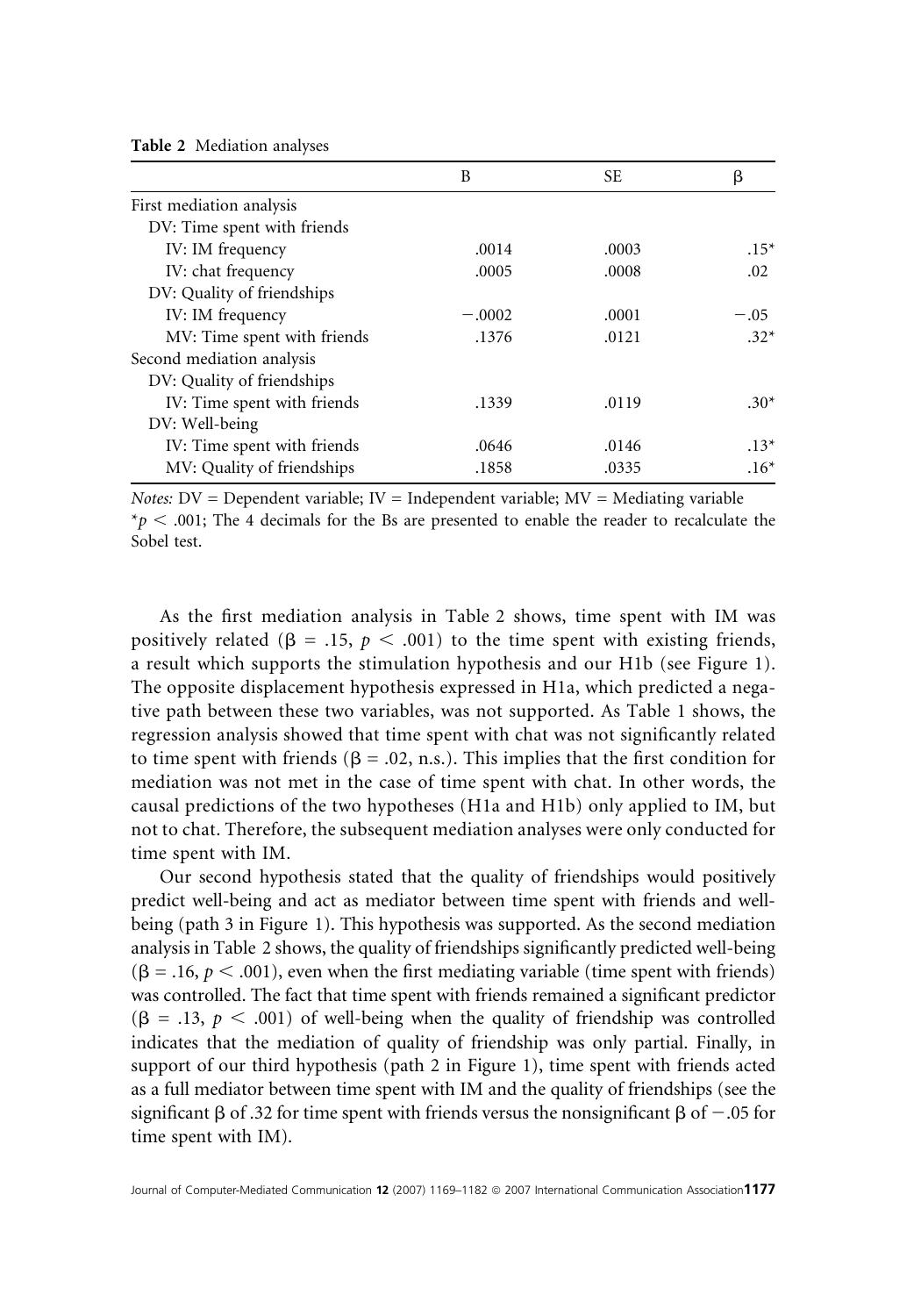**Table 2** Mediation analyses

| | B | SE | β |
|---|---|---|---|
| First mediation analysis | | | |
| DV: Time spent with friends | | | |
| IV: IM frequency | .0014 | .0003 | .15* |
| IV: chat frequency | .0005 | .0008 | .02 |
| DV: Quality of friendships | | | |
| IV: IM frequency | −.0002 | .0001 | −.05 |
| MV: Time spent with friends | .1376 | .0121 | .32* |
| Second mediation analysis | | | |
| DV: Quality of friendships | | | |
| IV: Time spent with friends | .1339 | .0119 | .30* |
| DV: Well-being | | | |
| IV: Time spent with friends | .0646 | .0146 | .13* |
| MV: Quality of friendships | .1858 | .0335 | .16* |

*Notes:* DV = Dependent variable; IV = Independent variable; MV = Mediating variable
*$p < .001$; The 4 decimals for the Bs are presented to enable the reader to recalculate the Sobel test.

As the first mediation analysis in Table 2 shows, time spent with IM was positively related ($\beta = .15$, $p < .001$) to the time spent with existing friends, a result which supports the stimulation hypothesis and our H1b (see Figure 1). The opposite displacement hypothesis expressed in H1a, which predicted a negative path between these two variables, was not supported. As Table 1 shows, the regression analysis showed that time spent with chat was not significantly related to time spent with friends ($\beta = .02$, n.s.). This implies that the first condition for mediation was not met in the case of time spent with chat. In other words, the causal predictions of the two hypotheses (H1a and H1b) only applied to IM, but not to chat. Therefore, the subsequent mediation analyses were only conducted for time spent with IM.

Our second hypothesis stated that the quality of friendships would positively predict well-being and act as mediator between time spent with friends and well-being (path 3 in Figure 1). This hypothesis was supported. As the second mediation analysis in Table 2 shows, the quality of friendships significantly predicted well-being ($\beta = .16$, $p < .001$), even when the first mediating variable (time spent with friends) was controlled. The fact that time spent with friends remained a significant predictor ($\beta = .13$, $p < .001$) of well-being when the quality of friendship was controlled indicates that the mediation of quality of friendship was only partial. Finally, in support of our third hypothesis (path 2 in Figure 1), time spent with friends acted as a full mediator between time spent with IM and the quality of friendships (see the significant $\beta$ of .32 for time spent with friends versus the nonsignificant $\beta$ of $-.05$ for time spent with IM).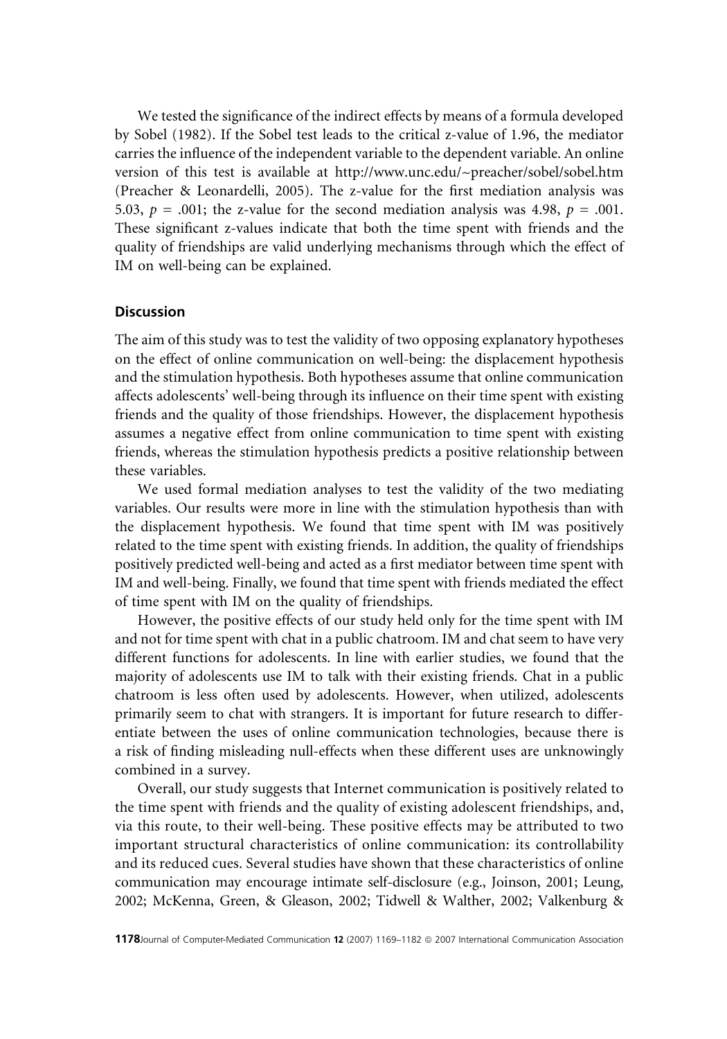We tested the significance of the indirect effects by means of a formula developed by Sobel (1982). If the Sobel test leads to the critical z-value of 1.96, the mediator carries the influence of the independent variable to the dependent variable. An online version of this test is available at http://www.unc.edu/~preacher/sobel/sobel.htm (Preacher & Leonardelli, 2005). The z-value for the first mediation analysis was 5.03, $p = .001$; the z-value for the second mediation analysis was 4.98, $p = .001$. These significant z-values indicate that both the time spent with friends and the quality of friendships are valid underlying mechanisms through which the effect of IM on well-being can be explained.

## Discussion

The aim of this study was to test the validity of two opposing explanatory hypotheses on the effect of online communication on well-being: the displacement hypothesis and the stimulation hypothesis. Both hypotheses assume that online communication affects adolescents' well-being through its influence on their time spent with existing friends and the quality of those friendships. However, the displacement hypothesis assumes a negative effect from online communication to time spent with existing friends, whereas the stimulation hypothesis predicts a positive relationship between these variables.

We used formal mediation analyses to test the validity of the two mediating variables. Our results were more in line with the stimulation hypothesis than with the displacement hypothesis. We found that time spent with IM was positively related to the time spent with existing friends. In addition, the quality of friendships positively predicted well-being and acted as a first mediator between time spent with IM and well-being. Finally, we found that time spent with friends mediated the effect of time spent with IM on the quality of friendships.

However, the positive effects of our study held only for the time spent with IM and not for time spent with chat in a public chatroom. IM and chat seem to have very different functions for adolescents. In line with earlier studies, we found that the majority of adolescents use IM to talk with their existing friends. Chat in a public chatroom is less often used by adolescents. However, when utilized, adolescents primarily seem to chat with strangers. It is important for future research to differentiate between the uses of online communication technologies, because there is a risk of finding misleading null-effects when these different uses are unknowingly combined in a survey.

Overall, our study suggests that Internet communication is positively related to the time spent with friends and the quality of existing adolescent friendships, and, via this route, to their well-being. These positive effects may be attributed to two important structural characteristics of online communication: its controllability and its reduced cues. Several studies have shown that these characteristics of online communication may encourage intimate self-disclosure (e.g., Joinson, 2001; Leung, 2002; McKenna, Green, & Gleason, 2002; Tidwell & Walther, 2002; Valkenburg &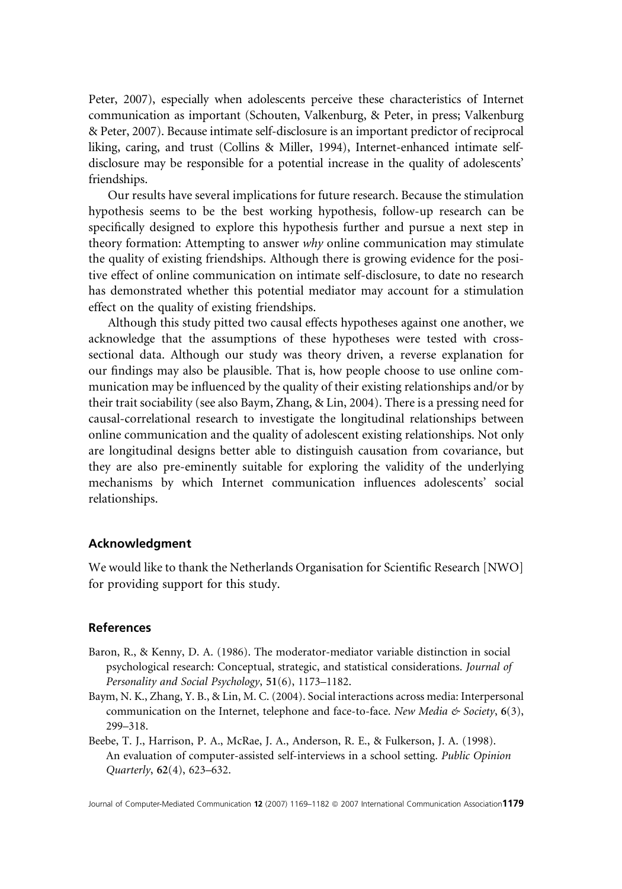Peter, 2007), especially when adolescents perceive these characteristics of Internet communication as important (Schouten, Valkenburg, & Peter, in press; Valkenburg & Peter, 2007). Because intimate self-disclosure is an important predictor of reciprocal liking, caring, and trust (Collins & Miller, 1994), Internet-enhanced intimate self-disclosure may be responsible for a potential increase in the quality of adolescents' friendships.

Our results have several implications for future research. Because the stimulation hypothesis seems to be the best working hypothesis, follow-up research can be specifically designed to explore this hypothesis further and pursue a next step in theory formation: Attempting to answer *why* online communication may stimulate the quality of existing friendships. Although there is growing evidence for the positive effect of online communication on intimate self-disclosure, to date no research has demonstrated whether this potential mediator may account for a stimulation effect on the quality of existing friendships.

Although this study pitted two causal effects hypotheses against one another, we acknowledge that the assumptions of these hypotheses were tested with cross-sectional data. Although our study was theory driven, a reverse explanation for our findings may also be plausible. That is, how people choose to use online communication may be influenced by the quality of their existing relationships and/or by their trait sociability (see also Baym, Zhang, & Lin, 2004). There is a pressing need for causal-correlational research to investigate the longitudinal relationships between online communication and the quality of adolescent existing relationships. Not only are longitudinal designs better able to distinguish causation from covariance, but they are also pre-eminently suitable for exploring the validity of the underlying mechanisms by which Internet communication influences adolescents' social relationships.

## Acknowledgment

We would like to thank the Netherlands Organisation for Scientific Research [NWO] for providing support for this study.

## References

Baron, R., & Kenny, D. A. (1986). The moderator-mediator variable distinction in social psychological research: Conceptual, strategic, and statistical considerations. *Journal of Personality and Social Psychology*, **51**(6), 1173–1182.

Baym, N. K., Zhang, Y. B., & Lin, M. C. (2004). Social interactions across media: Interpersonal communication on the Internet, telephone and face-to-face. *New Media & Society*, **6**(3), 299–318.

Beebe, T. J., Harrison, P. A., McRae, J. A., Anderson, R. E., & Fulkerson, J. A. (1998). An evaluation of computer-assisted self-interviews in a school setting. *Public Opinion Quarterly*, **62**(4), 623–632.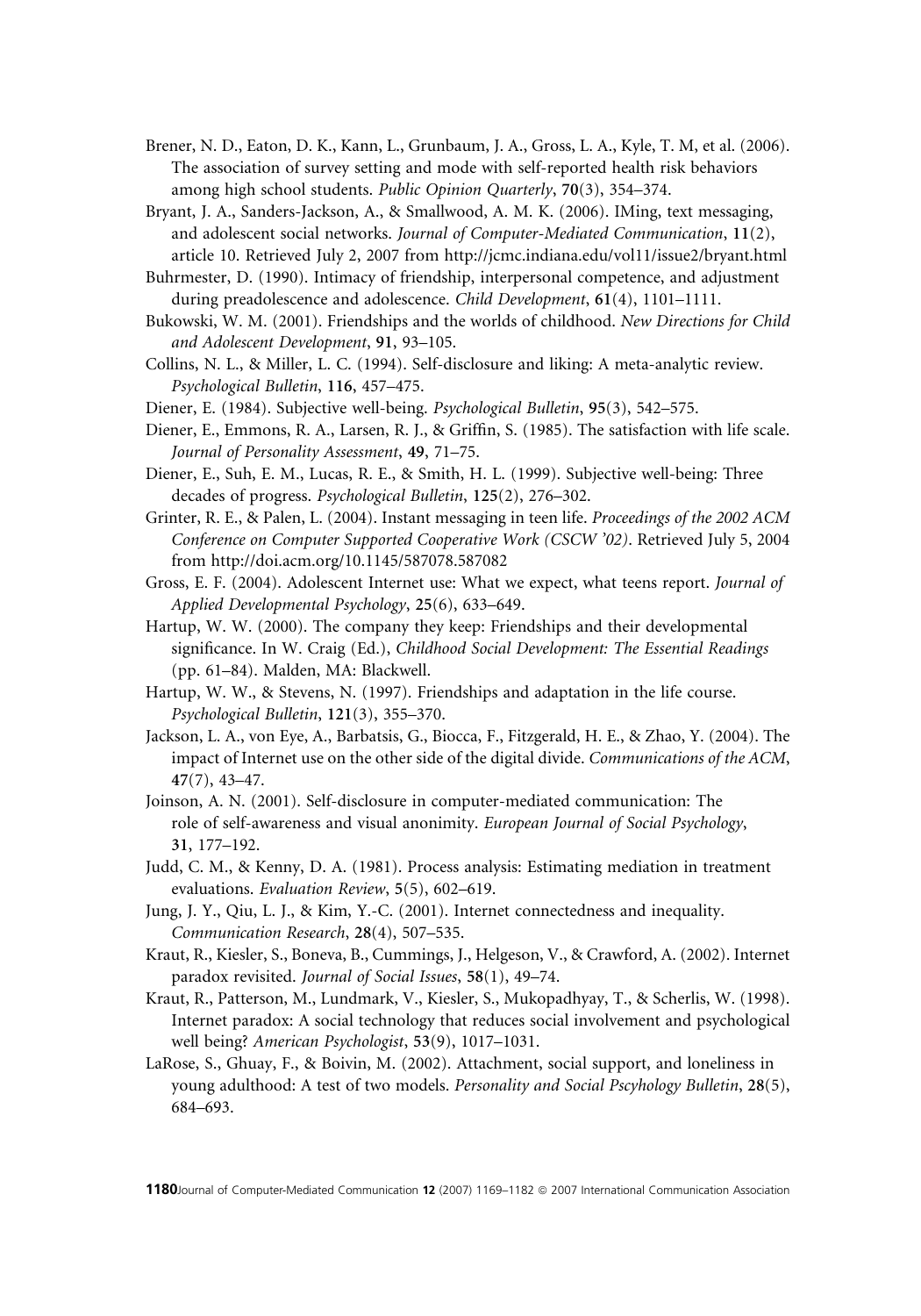Brener, N. D., Eaton, D. K., Kann, L., Grunbaum, J. A., Gross, L. A., Kyle, T. M, et al. (2006). The association of survey setting and mode with self-reported health risk behaviors among high school students. *Public Opinion Quarterly*, **70**(3), 354–374.

Bryant, J. A., Sanders-Jackson, A., & Smallwood, A. M. K. (2006). IMing, text messaging, and adolescent social networks. *Journal of Computer-Mediated Communication*, **11**(2), article 10. Retrieved July 2, 2007 from http://jcmc.indiana.edu/vol11/issue2/bryant.html

Buhrmester, D. (1990). Intimacy of friendship, interpersonal competence, and adjustment during preadolescence and adolescence. *Child Development*, **61**(4), 1101–1111.

Bukowski, W. M. (2001). Friendships and the worlds of childhood. *New Directions for Child and Adolescent Development*, **91**, 93–105.

Collins, N. L., & Miller, L. C. (1994). Self-disclosure and liking: A meta-analytic review. *Psychological Bulletin*, **116**, 457–475.

Diener, E. (1984). Subjective well-being. *Psychological Bulletin*, **95**(3), 542–575.

Diener, E., Emmons, R. A., Larsen, R. J., & Griffin, S. (1985). The satisfaction with life scale. *Journal of Personality Assessment*, **49**, 71–75.

Diener, E., Suh, E. M., Lucas, R. E., & Smith, H. L. (1999). Subjective well-being: Three decades of progress. *Psychological Bulletin*, **125**(2), 276–302.

Grinter, R. E., & Palen, L. (2004). Instant messaging in teen life. *Proceedings of the 2002 ACM Conference on Computer Supported Cooperative Work (CSCW '02)*. Retrieved July 5, 2004 from http://doi.acm.org/10.1145/587078.587082

Gross, E. F. (2004). Adolescent Internet use: What we expect, what teens report. *Journal of Applied Developmental Psychology*, **25**(6), 633–649.

Hartup, W. W. (2000). The company they keep: Friendships and their developmental significance. In W. Craig (Ed.), *Childhood Social Development: The Essential Readings* (pp. 61–84). Malden, MA: Blackwell.

Hartup, W. W., & Stevens, N. (1997). Friendships and adaptation in the life course. *Psychological Bulletin*, **121**(3), 355–370.

Jackson, L. A., von Eye, A., Barbatsis, G., Biocca, F., Fitzgerald, H. E., & Zhao, Y. (2004). The impact of Internet use on the other side of the digital divide. *Communications of the ACM*, **47**(7), 43–47.

Joinson, A. N. (2001). Self-disclosure in computer-mediated communication: The role of self-awareness and visual anonimity. *European Journal of Social Psychology*, **31**, 177–192.

Judd, C. M., & Kenny, D. A. (1981). Process analysis: Estimating mediation in treatment evaluations. *Evaluation Review*, **5**(5), 602–619.

Jung, J. Y., Qiu, L. J., & Kim, Y.-C. (2001). Internet connectedness and inequality. *Communication Research*, **28**(4), 507–535.

Kraut, R., Kiesler, S., Boneva, B., Cummings, J., Helgeson, V., & Crawford, A. (2002). Internet paradox revisited. *Journal of Social Issues*, **58**(1), 49–74.

Kraut, R., Patterson, M., Lundmark, V., Kiesler, S., Mukopadhyay, T., & Scherlis, W. (1998). Internet paradox: A social technology that reduces social involvement and psychological well being? *American Psychologist*, **53**(9), 1017–1031.

LaRose, S., Ghuay, F., & Boivin, M. (2002). Attachment, social support, and loneliness in young adulthood: A test of two models. *Personality and Social Pscyhology Bulletin*, **28**(5), 684–693.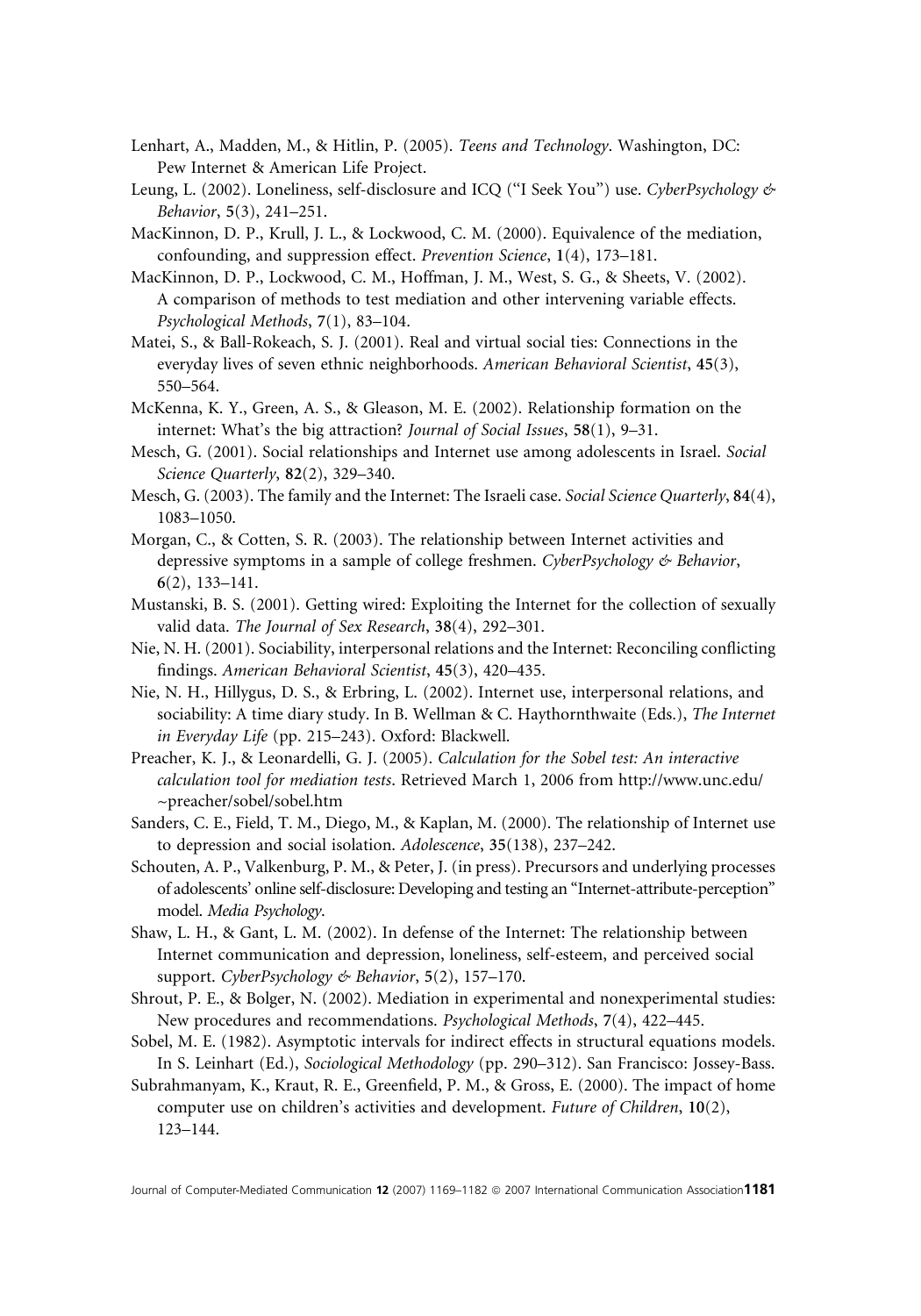Lenhart, A., Madden, M., & Hitlin, P. (2005). *Teens and Technology*. Washington, DC: Pew Internet & American Life Project.

Leung, L. (2002). Loneliness, self-disclosure and ICQ ("I Seek You") use. *CyberPsychology & Behavior*, **5**(3), 241–251.

MacKinnon, D. P., Krull, J. L., & Lockwood, C. M. (2000). Equivalence of the mediation, confounding, and suppression effect. *Prevention Science*, **1**(4), 173–181.

MacKinnon, D. P., Lockwood, C. M., Hoffman, J. M., West, S. G., & Sheets, V. (2002). A comparison of methods to test mediation and other intervening variable effects. *Psychological Methods*, **7**(1), 83–104.

Matei, S., & Ball-Rokeach, S. J. (2001). Real and virtual social ties: Connections in the everyday lives of seven ethnic neighborhoods. *American Behavioral Scientist*, **45**(3), 550–564.

McKenna, K. Y., Green, A. S., & Gleason, M. E. (2002). Relationship formation on the internet: What's the big attraction? *Journal of Social Issues*, **58**(1), 9–31.

Mesch, G. (2001). Social relationships and Internet use among adolescents in Israel. *Social Science Quarterly*, **82**(2), 329–340.

Mesch, G. (2003). The family and the Internet: The Israeli case. *Social Science Quarterly*, **84**(4), 1083–1050.

Morgan, C., & Cotten, S. R. (2003). The relationship between Internet activities and depressive symptoms in a sample of college freshmen. *CyberPsychology & Behavior*, **6**(2), 133–141.

Mustanski, B. S. (2001). Getting wired: Exploiting the Internet for the collection of sexually valid data. *The Journal of Sex Research*, **38**(4), 292–301.

Nie, N. H. (2001). Sociability, interpersonal relations and the Internet: Reconciling conflicting findings. *American Behavioral Scientist*, **45**(3), 420–435.

Nie, N. H., Hillygus, D. S., & Erbring, L. (2002). Internet use, interpersonal relations, and sociability: A time diary study. In B. Wellman & C. Haythornthwaite (Eds.), *The Internet in Everyday Life* (pp. 215–243). Oxford: Blackwell.

Preacher, K. J., & Leonardelli, G. J. (2005). *Calculation for the Sobel test: An interactive calculation tool for mediation tests*. Retrieved March 1, 2006 from http://www.unc.edu/~preacher/sobel/sobel.htm

Sanders, C. E., Field, T. M., Diego, M., & Kaplan, M. (2000). The relationship of Internet use to depression and social isolation. *Adolescence*, **35**(138), 237–242.

Schouten, A. P., Valkenburg, P. M., & Peter, J. (in press). Precursors and underlying processes of adolescents' online self-disclosure: Developing and testing an "Internet-attribute-perception" model. *Media Psychology*.

Shaw, L. H., & Gant, L. M. (2002). In defense of the Internet: The relationship between Internet communication and depression, loneliness, self-esteem, and perceived social support. *CyberPsychology & Behavior*, **5**(2), 157–170.

Shrout, P. E., & Bolger, N. (2002). Mediation in experimental and nonexperimental studies: New procedures and recommendations. *Psychological Methods*, **7**(4), 422–445.

Sobel, M. E. (1982). Asymptotic intervals for indirect effects in structural equations models. In S. Leinhart (Ed.), *Sociological Methodology* (pp. 290–312). San Francisco: Jossey-Bass.

Subrahmanyam, K., Kraut, R. E., Greenfield, P. M., & Gross, E. (2000). The impact of home computer use on children's activities and development. *Future of Children*, **10**(2), 123–144.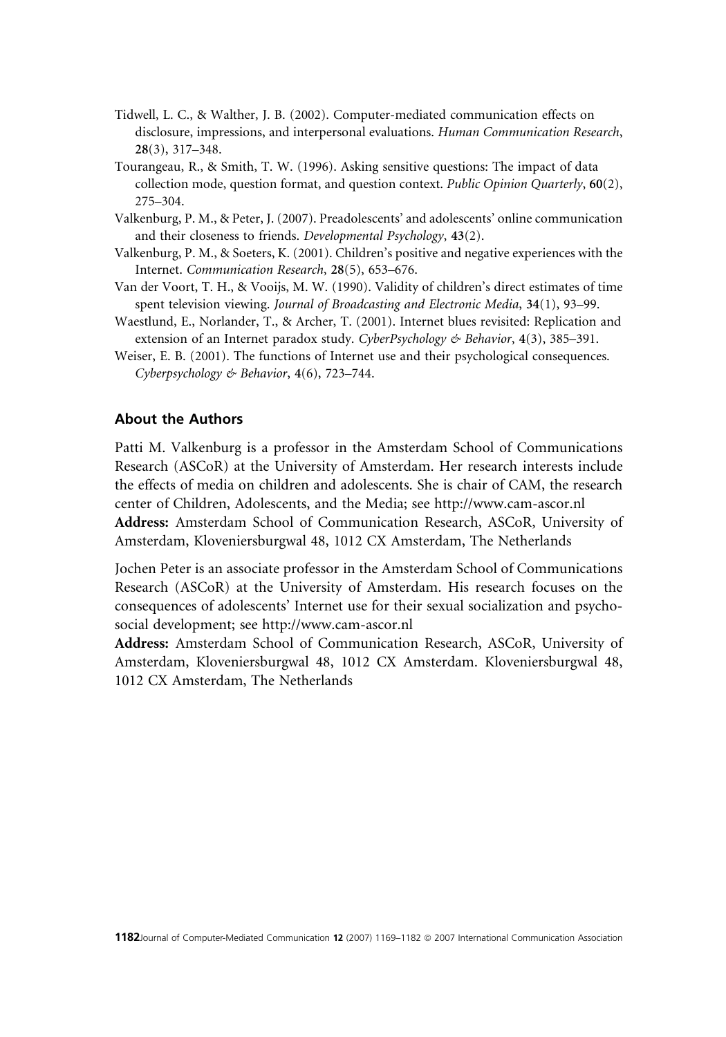Tidwell, L. C., & Walther, J. B. (2002). Computer-mediated communication effects on disclosure, impressions, and interpersonal evaluations. *Human Communication Research*, **28**(3), 317–348.

Tourangeau, R., & Smith, T. W. (1996). Asking sensitive questions: The impact of data collection mode, question format, and question context. *Public Opinion Quarterly*, **60**(2), 275–304.

Valkenburg, P. M., & Peter, J. (2007). Preadolescents' and adolescents' online communication and their closeness to friends. *Developmental Psychology*, **43**(2).

Valkenburg, P. M., & Soeters, K. (2001). Children's positive and negative experiences with the Internet. *Communication Research*, **28**(5), 653–676.

Van der Voort, T. H., & Vooijs, M. W. (1990). Validity of children's direct estimates of time spent television viewing. *Journal of Broadcasting and Electronic Media*, **34**(1), 93–99.

Waestlund, E., Norlander, T., & Archer, T. (2001). Internet blues revisited: Replication and extension of an Internet paradox study. *CyberPsychology & Behavior*, **4**(3), 385–391.

Weiser, E. B. (2001). The functions of Internet use and their psychological consequences. *Cyberpsychology & Behavior*, **4**(6), 723–744.

## About the Authors

Patti M. Valkenburg is a professor in the Amsterdam School of Communications Research (ASCoR) at the University of Amsterdam. Her research interests include the effects of media on children and adolescents. She is chair of CAM, the research center of Children, Adolescents, and the Media; see http://www.cam-ascor.nl
**Address:** Amsterdam School of Communication Research, ASCoR, University of Amsterdam, Kloveniersburgwal 48, 1012 CX Amsterdam, The Netherlands

Jochen Peter is an associate professor in the Amsterdam School of Communications Research (ASCoR) at the University of Amsterdam. His research focuses on the consequences of adolescents' Internet use for their sexual socialization and psychosocial development; see http://www.cam-ascor.nl
**Address:** Amsterdam School of Communication Research, ASCoR, University of Amsterdam, Kloveniersburgwal 48, 1012 CX Amsterdam. Kloveniersburgwal 48, 1012 CX Amsterdam, The Netherlands